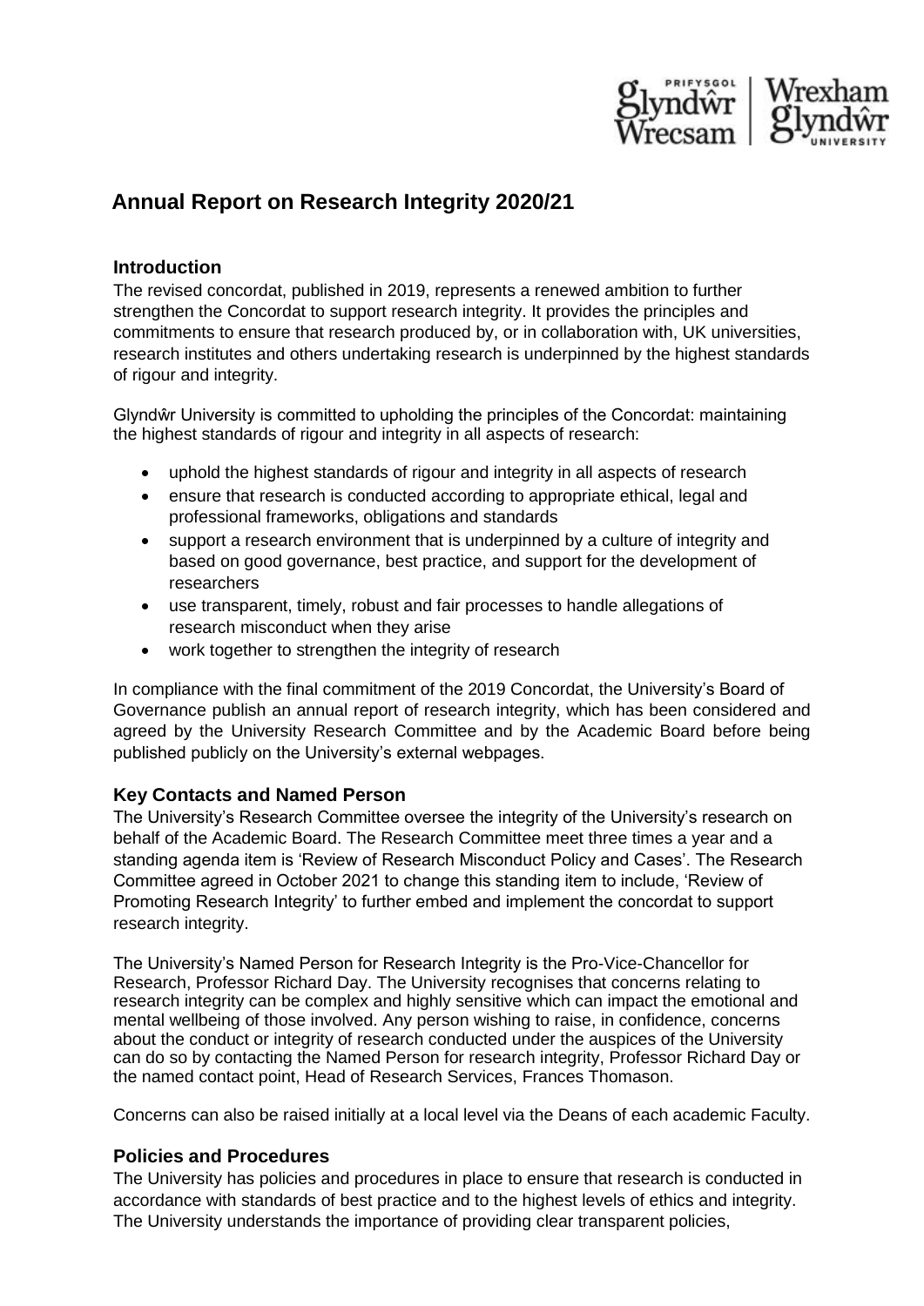# Annual Report on Research Integrity 2020/21

## Introduction

The revised concordat, published in 2019, represents a renewed ambition to further strengthen the Concordat to support research integrity. It provides the principles and commitments to ensure that research produced by, or in collaboration with, UK universities, research institutes and others undertaking research is underpinned by the highest standards of rigour and integrity.

Glyndŵr University is committed to upholding the principles of the Concordat: maintaining the highest standards of rigour and integrity in all aspects of research:

- uphold the highest standards of rigour and integrity in all aspects of research
- ensure that research is conducted according to appropriate ethical, legal and professional frameworks, obligations and standards
- support a research environment that is underpinned by a culture of integrity and based on good governance, best practice, and support for the development of researchers
- use transparent, timely, robust and fair processes to handle allegations of research misconduct when they arise
- work together to strengthen the integrity of research

In compliance with the final commitment of the 2019 Concordat, the University's Board of Governance publish an annual report of research integrity, which has been considered and agreed by the University Research Committee and by the Academic Board before being published publicly on the University's external webpages.

## Key Contacts and Named Person

The University's Research Committee oversee the integrity of the University's research on behalf of the Academic Board. The Research Committee meet three times a year and a standing agenda item is 'Review of Research Misconduct Policy and Cases'. The Research Committee agreed in October 2021 to change this standing item to include, 'Review of Promoting Research Integrity' to further embed and implement the concordat to support research integrity.

The University's Named Person for Research Integrity is the Pro-Vice-Chancellor for Research, Professor Richard Day. The University recognises that concerns relating to research integrity can be complex and highly sensitive which can impact the emotional and mental wellbeing of those involved. Any person wishing to raise, in confidence, concerns about the conduct or integrity of research conducted under the auspices of the University can do so by contacting the Named Person for research integrity, Professor Richard Day or the named contact point, Head of Research Services, Frances Thomason.

Concerns can also be raised initially at a local level via the Deans of each academic Faculty.

## Policies and Procedures

The University has policies and procedures in place to ensure that research is conducted in accordance with standards of best practice and to the highest levels of ethics and integrity. The University understands the importance of providing clear transparent policies,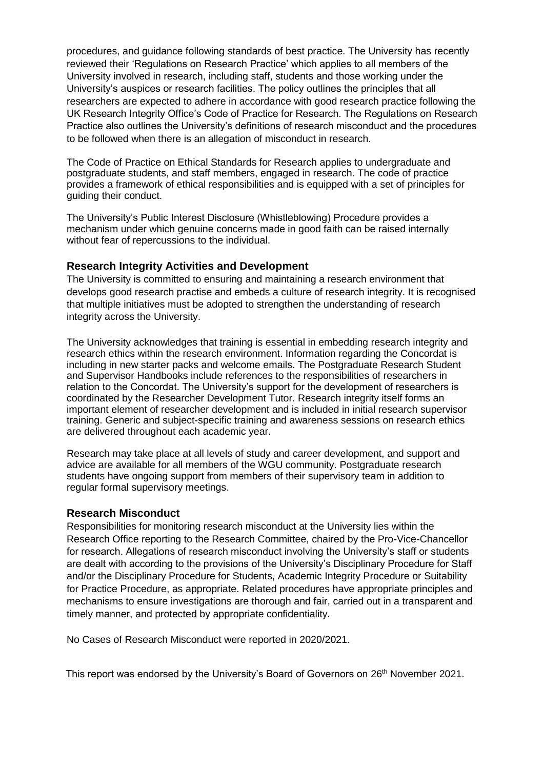procedures, and guidance following standards of best practice. The University has recently reviewed their 'Regulations on Research Practice' which applies to all members of the University involved in research, including staff, students and those working under the University's auspices or research facilities. The policy outlines the principles that all researchers are expected to adhere in accordance with good research practice following the UK Research Integrity Office's Code of Practice for Research. The Regulations on Research Practice also outlines the University's definitions of research misconduct and the procedures to be followed when there is an allegation of misconduct in research.

The Code of Practice on Ethical Standards for Research applies to undergraduate and postgraduate students, and staff members, engaged in research. The code of practice provides a framework of ethical responsibilities and is equipped with a set of principles for guiding their conduct.

The University's Public Interest Disclosure (Whistleblowing) Procedure provides a mechanism under which genuine concerns made in good faith can be raised internally without fear of repercussions to the individual.

## Research Integrity Activities and Development

The University is committed to ensuring and maintaining a research environment that develops good research practise and embeds a culture of research integrity. It is recognised that multiple initiatives must be adopted to strengthen the understanding of research integrity across the University.

The University acknowledges that training is essential in embedding research integrity and research ethics within the research environment. Information regarding the Concordat is including in new starter packs and welcome emails. The Postgraduate Research Student and Supervisor Handbooks include references to the responsibilities of researchers in relation to the Concordat. The University's support for the development of researchers is coordinated by the Researcher Development Tutor. Research integrity itself forms an important element of researcher development and is included in initial research supervisor training. Generic and subject-specific training and awareness sessions on research ethics are delivered throughout each academic year.

Research may take place at all levels of study and career development, and support and advice are available for all members of the WGU community. Postgraduate research students have ongoing support from members of their supervisory team in addition to regular formal supervisory meetings.

## Research Misconduct

Responsibilities for monitoring research misconduct at the University lies within the Research Office reporting to the Research Committee, chaired by the Pro-Vice-Chancellor for research. Allegations of research misconduct involving the University's staff or students are dealt with according to the provisions of the University's Disciplinary Procedure for Staff and/or the Disciplinary Procedure for Students, Academic Integrity Procedure or Suitability for Practice Procedure, as appropriate. Related procedures have appropriate principles and mechanisms to ensure investigations are thorough and fair, carried out in a transparent and timely manner, and protected by appropriate confidentiality.

No Cases of Research Misconduct were reported in 2020/2021.

This report was endorsed by the University's Board of Governors on 26th November 2021.